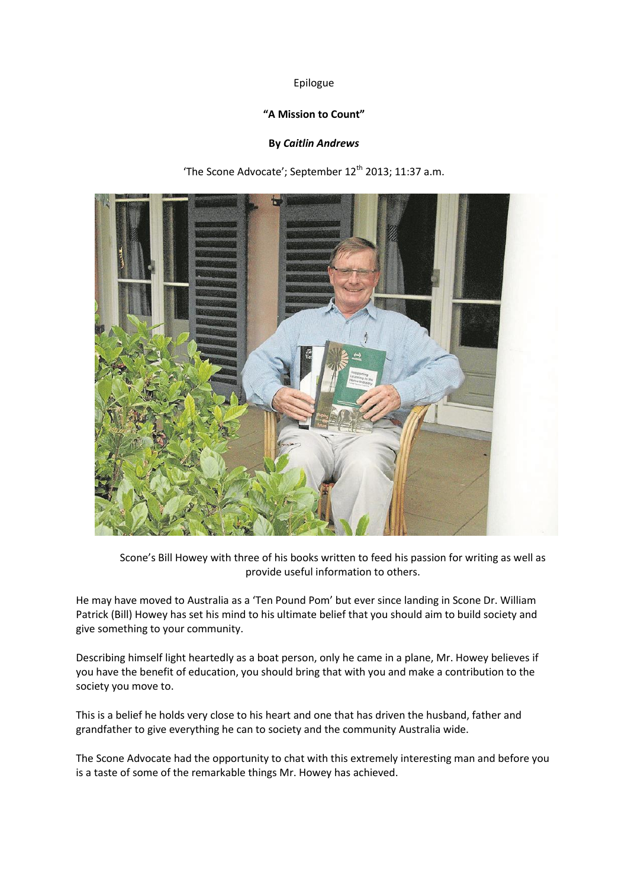Epilogue

**"A Mission to Count"**

**By *Caitlin Andrews***

'The Scone Advocate'; September 12th 2013; 11:37 a.m.

Scone's Bill Howey with three of his books written to feed his passion for writing as well as provide useful information to others.

He may have moved to Australia as a 'Ten Pound Pom' but ever since landing in Scone Dr. William Patrick (Bill) Howey has set his mind to his ultimate belief that you should aim to build society and give something to your community.

Describing himself light heartedly as a boat person, only he came in a plane, Mr. Howey believes if you have the benefit of education, you should bring that with you and make a contribution to the society you move to.

This is a belief he holds very close to his heart and one that has driven the husband, father and grandfather to give everything he can to society and the community Australia wide.

The Scone Advocate had the opportunity to chat with this extremely interesting man and before you is a taste of some of the remarkable things Mr. Howey has achieved.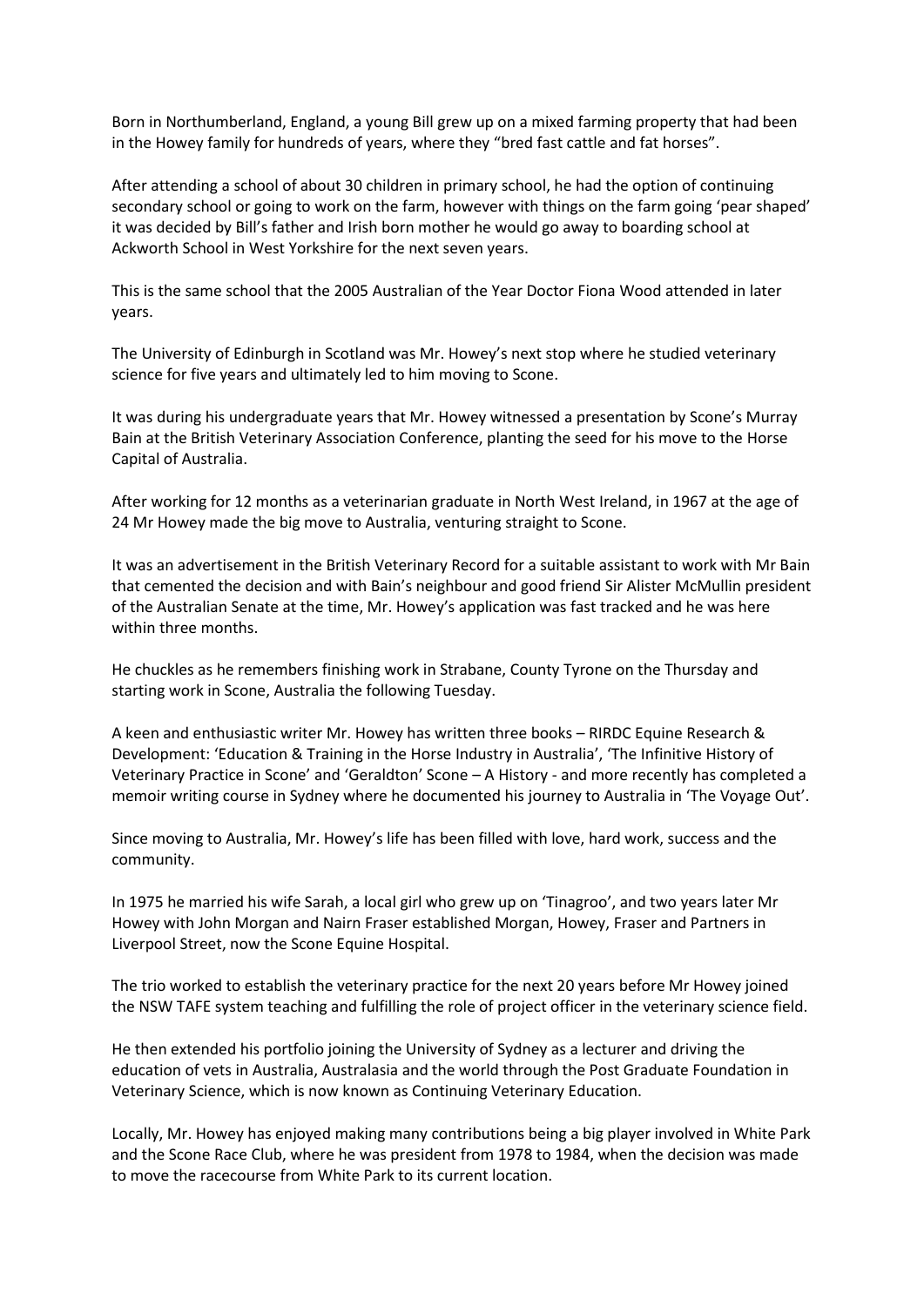Born in Northumberland, England, a young Bill grew up on a mixed farming property that had been in the Howey family for hundreds of years, where they "bred fast cattle and fat horses".

After attending a school of about 30 children in primary school, he had the option of continuing secondary school or going to work on the farm, however with things on the farm going 'pear shaped' it was decided by Bill's father and Irish born mother he would go away to boarding school at Ackworth School in West Yorkshire for the next seven years.

This is the same school that the 2005 Australian of the Year Doctor Fiona Wood attended in later years.

The University of Edinburgh in Scotland was Mr. Howey's next stop where he studied veterinary science for five years and ultimately led to him moving to Scone.

It was during his undergraduate years that Mr. Howey witnessed a presentation by Scone's Murray Bain at the British Veterinary Association Conference, planting the seed for his move to the Horse Capital of Australia.

After working for 12 months as a veterinarian graduate in North West Ireland, in 1967 at the age of 24 Mr Howey made the big move to Australia, venturing straight to Scone.

It was an advertisement in the British Veterinary Record for a suitable assistant to work with Mr Bain that cemented the decision and with Bain's neighbour and good friend Sir Alister McMullin president of the Australian Senate at the time, Mr. Howey's application was fast tracked and he was here within three months.

He chuckles as he remembers finishing work in Strabane, County Tyrone on the Thursday and starting work in Scone, Australia the following Tuesday.

A keen and enthusiastic writer Mr. Howey has written three books – RIRDC Equine Research & Development: 'Education & Training in the Horse Industry in Australia', 'The Infinitive History of Veterinary Practice in Scone' and 'Geraldton' Scone – A History - and more recently has completed a memoir writing course in Sydney where he documented his journey to Australia in 'The Voyage Out'.

Since moving to Australia, Mr. Howey's life has been filled with love, hard work, success and the community.

In 1975 he married his wife Sarah, a local girl who grew up on 'Tinagroo', and two years later Mr Howey with John Morgan and Nairn Fraser established Morgan, Howey, Fraser and Partners in Liverpool Street, now the Scone Equine Hospital.

The trio worked to establish the veterinary practice for the next 20 years before Mr Howey joined the NSW TAFE system teaching and fulfilling the role of project officer in the veterinary science field.

He then extended his portfolio joining the University of Sydney as a lecturer and driving the education of vets in Australia, Australasia and the world through the Post Graduate Foundation in Veterinary Science, which is now known as Continuing Veterinary Education.

Locally, Mr. Howey has enjoyed making many contributions being a big player involved in White Park and the Scone Race Club, where he was president from 1978 to 1984, when the decision was made to move the racecourse from White Park to its current location.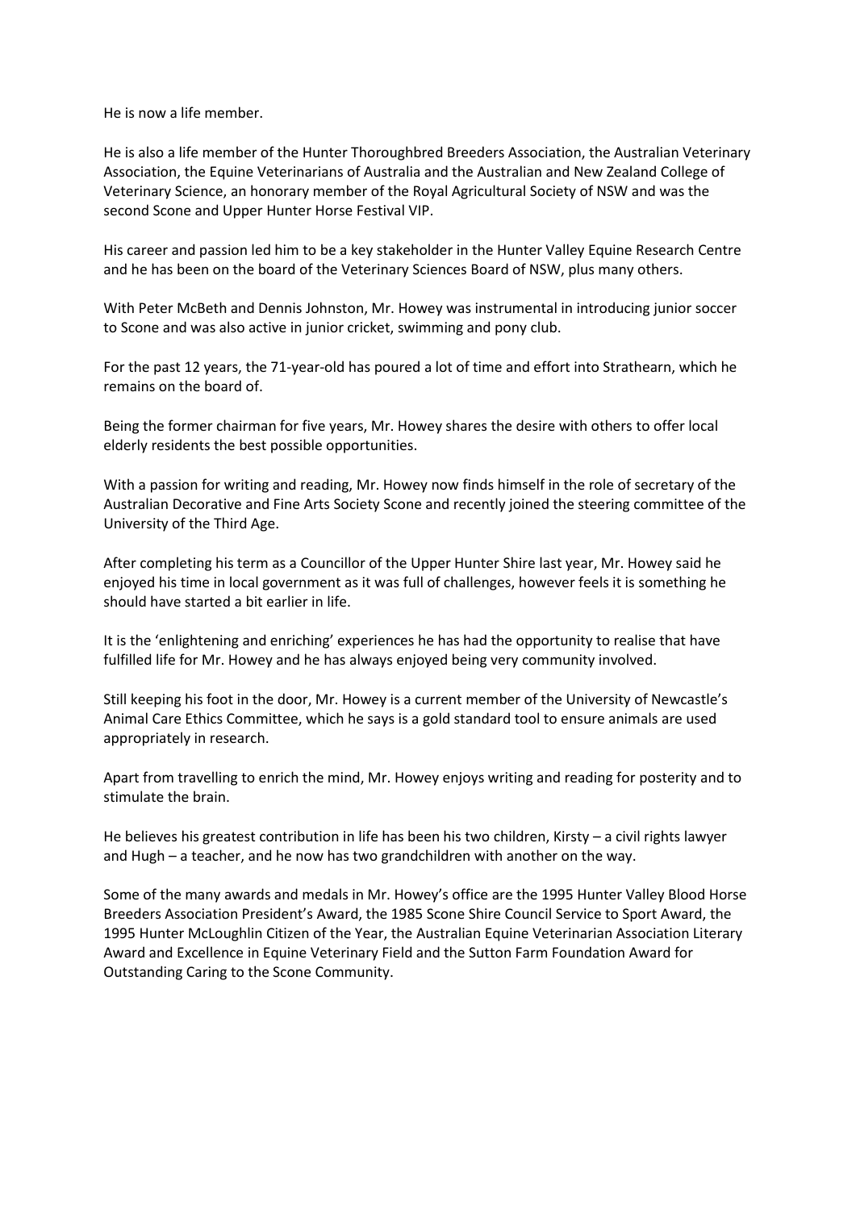He is now a life member.

He is also a life member of the Hunter Thoroughbred Breeders Association, the Australian Veterinary Association, the Equine Veterinarians of Australia and the Australian and New Zealand College of Veterinary Science, an honorary member of the Royal Agricultural Society of NSW and was the second Scone and Upper Hunter Horse Festival VIP.

His career and passion led him to be a key stakeholder in the Hunter Valley Equine Research Centre and he has been on the board of the Veterinary Sciences Board of NSW, plus many others.

With Peter McBeth and Dennis Johnston, Mr. Howey was instrumental in introducing junior soccer to Scone and was also active in junior cricket, swimming and pony club.

For the past 12 years, the 71-year-old has poured a lot of time and effort into Strathearn, which he remains on the board of.

Being the former chairman for five years, Mr. Howey shares the desire with others to offer local elderly residents the best possible opportunities.

With a passion for writing and reading, Mr. Howey now finds himself in the role of secretary of the Australian Decorative and Fine Arts Society Scone and recently joined the steering committee of the University of the Third Age.

After completing his term as a Councillor of the Upper Hunter Shire last year, Mr. Howey said he enjoyed his time in local government as it was full of challenges, however feels it is something he should have started a bit earlier in life.

It is the 'enlightening and enriching' experiences he has had the opportunity to realise that have fulfilled life for Mr. Howey and he has always enjoyed being very community involved.

Still keeping his foot in the door, Mr. Howey is a current member of the University of Newcastle's Animal Care Ethics Committee, which he says is a gold standard tool to ensure animals are used appropriately in research.

Apart from travelling to enrich the mind, Mr. Howey enjoys writing and reading for posterity and to stimulate the brain.

He believes his greatest contribution in life has been his two children, Kirsty – a civil rights lawyer and Hugh – a teacher, and he now has two grandchildren with another on the way.

Some of the many awards and medals in Mr. Howey's office are the 1995 Hunter Valley Blood Horse Breeders Association President's Award, the 1985 Scone Shire Council Service to Sport Award, the 1995 Hunter McLoughlin Citizen of the Year, the Australian Equine Veterinarian Association Literary Award and Excellence in Equine Veterinary Field and the Sutton Farm Foundation Award for Outstanding Caring to the Scone Community.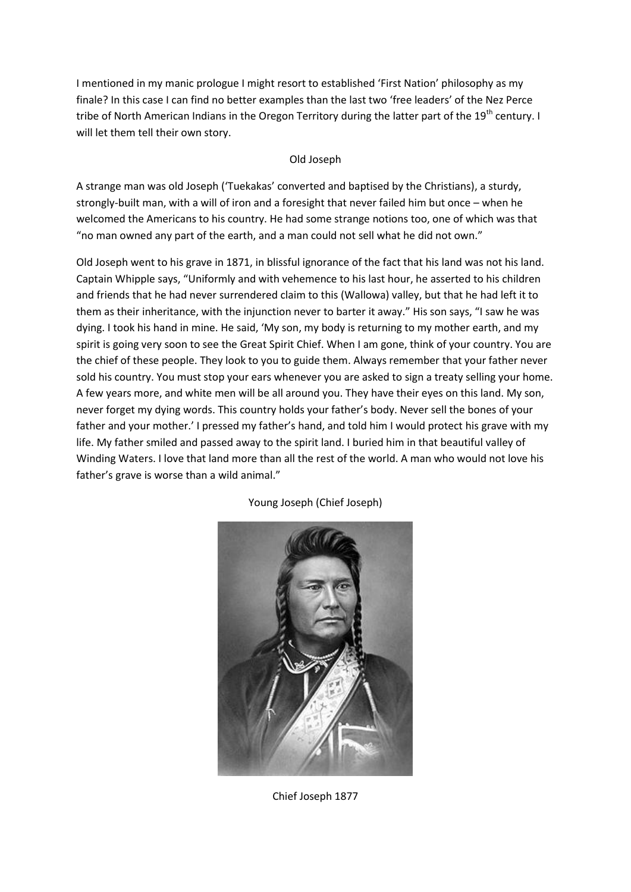I mentioned in my manic prologue I might resort to established 'First Nation' philosophy as my finale? In this case I can find no better examples than the last two 'free leaders' of the Nez Perce tribe of North American Indians in the Oregon Territory during the latter part of the 19th century. I will let them tell their own story.

### Old Joseph

A strange man was old Joseph ('Tuekakas' converted and baptised by the Christians), a sturdy, strongly-built man, with a will of iron and a foresight that never failed him but once – when he welcomed the Americans to his country. He had some strange notions too, one of which was that "no man owned any part of the earth, and a man could not sell what he did not own."

Old Joseph went to his grave in 1871, in blissful ignorance of the fact that his land was not his land. Captain Whipple says, "Uniformly and with vehemence to his last hour, he asserted to his children and friends that he had never surrendered claim to this (Wallowa) valley, but that he had left it to them as their inheritance, with the injunction never to barter it away." His son says, "I saw he was dying. I took his hand in mine. He said, 'My son, my body is returning to my mother earth, and my spirit is going very soon to see the Great Spirit Chief. When I am gone, think of your country. You are the chief of these people. They look to you to guide them. Always remember that your father never sold his country. You must stop your ears whenever you are asked to sign a treaty selling your home. A few years more, and white men will be all around you. They have their eyes on this land. My son, never forget my dying words. This country holds your father's body. Never sell the bones of your father and your mother.' I pressed my father's hand, and told him I would protect his grave with my life. My father smiled and passed away to the spirit land. I buried him in that beautiful valley of Winding Waters. I love that land more than all the rest of the world. A man who would not love his father's grave is worse than a wild animal."

### Young Joseph (Chief Joseph)

Chief Joseph 1877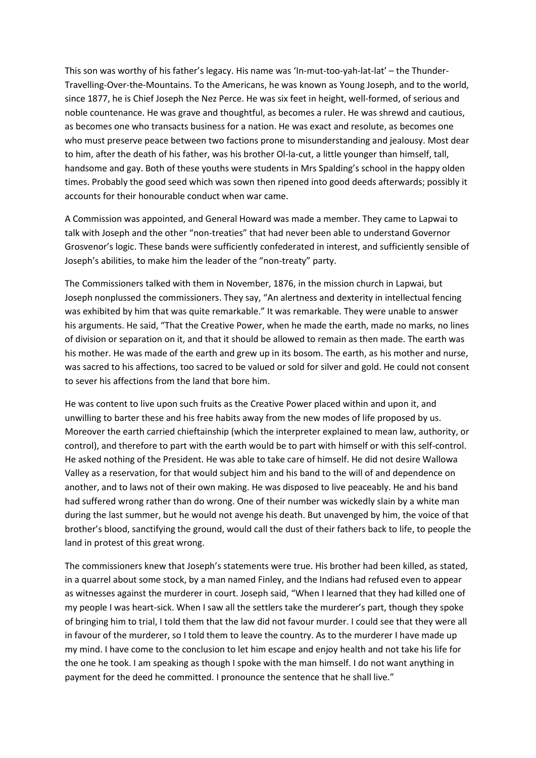This son was worthy of his father's legacy. His name was 'In-mut-too-yah-lat-lat' – the Thunder-Travelling-Over-the-Mountains. To the Americans, he was known as Young Joseph, and to the world, since 1877, he is Chief Joseph the Nez Perce. He was six feet in height, well-formed, of serious and noble countenance. He was grave and thoughtful, as becomes a ruler. He was shrewd and cautious, as becomes one who transacts business for a nation. He was exact and resolute, as becomes one who must preserve peace between two factions prone to misunderstanding and jealousy. Most dear to him, after the death of his father, was his brother Ol-la-cut, a little younger than himself, tall, handsome and gay. Both of these youths were students in Mrs Spalding's school in the happy olden times. Probably the good seed which was sown then ripened into good deeds afterwards; possibly it accounts for their honourable conduct when war came.

A Commission was appointed, and General Howard was made a member. They came to Lapwai to talk with Joseph and the other "non-treaties" that had never been able to understand Governor Grosvenor's logic. These bands were sufficiently confederated in interest, and sufficiently sensible of Joseph's abilities, to make him the leader of the "non-treaty" party.

The Commissioners talked with them in November, 1876, in the mission church in Lapwai, but Joseph nonplussed the commissioners. They say, "An alertness and dexterity in intellectual fencing was exhibited by him that was quite remarkable." It was remarkable. They were unable to answer his arguments. He said, "That the Creative Power, when he made the earth, made no marks, no lines of division or separation on it, and that it should be allowed to remain as then made. The earth was his mother. He was made of the earth and grew up in its bosom. The earth, as his mother and nurse, was sacred to his affections, too sacred to be valued or sold for silver and gold. He could not consent to sever his affections from the land that bore him.

He was content to live upon such fruits as the Creative Power placed within and upon it, and unwilling to barter these and his free habits away from the new modes of life proposed by us. Moreover the earth carried chieftainship (which the interpreter explained to mean law, authority, or control), and therefore to part with the earth would be to part with himself or with this self-control. He asked nothing of the President. He was able to take care of himself. He did not desire Wallowa Valley as a reservation, for that would subject him and his band to the will of and dependence on another, and to laws not of their own making. He was disposed to live peaceably. He and his band had suffered wrong rather than do wrong. One of their number was wickedly slain by a white man during the last summer, but he would not avenge his death. But unavenged by him, the voice of that brother's blood, sanctifying the ground, would call the dust of their fathers back to life, to people the land in protest of this great wrong.

The commissioners knew that Joseph's statements were true. His brother had been killed, as stated, in a quarrel about some stock, by a man named Finley, and the Indians had refused even to appear as witnesses against the murderer in court. Joseph said, "When I learned that they had killed one of my people I was heart-sick. When I saw all the settlers take the murderer's part, though they spoke of bringing him to trial, I told them that the law did not favour murder. I could see that they were all in favour of the murderer, so I told them to leave the country. As to the murderer I have made up my mind. I have come to the conclusion to let him escape and enjoy health and not take his life for the one he took. I am speaking as though I spoke with the man himself. I do not want anything in payment for the deed he committed. I pronounce the sentence that he shall live."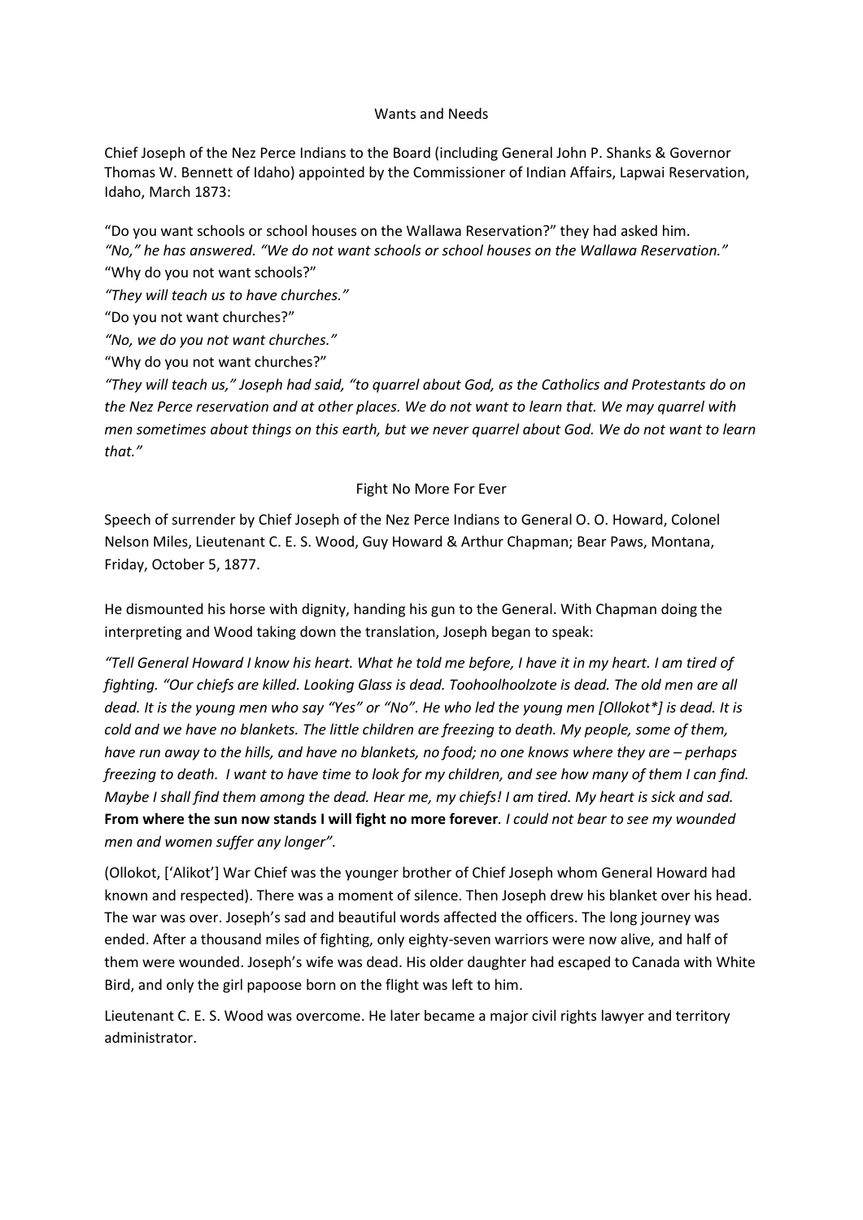## Wants and Needs

Chief Joseph of the Nez Perce Indians to the Board (including General John P. Shanks & Governor Thomas W. Bennett of Idaho) appointed by the Commissioner of Indian Affairs, Lapwai Reservation, Idaho, March 1873:

"Do you want schools or school houses on the Wallawa Reservation?" they had asked him.
*"No," he has answered. "We do not want schools or school houses on the Wallawa Reservation."*
"Why do you not want schools?"
*"They will teach us to have churches."*
"Do you not want churches?"
*"No, we do you not want churches."*
"Why do you not want churches?"
*"They will teach us," Joseph had said, "to quarrel about God, as the Catholics and Protestants do on the Nez Perce reservation and at other places. We do not want to learn that. We may quarrel with men sometimes about things on this earth, but we never quarrel about God. We do not want to learn that."*

## Fight No More For Ever

Speech of surrender by Chief Joseph of the Nez Perce Indians to General O. O. Howard, Colonel Nelson Miles, Lieutenant C. E. S. Wood, Guy Howard & Arthur Chapman; Bear Paws, Montana, Friday, October 5, 1877.

He dismounted his horse with dignity, handing his gun to the General. With Chapman doing the interpreting and Wood taking down the translation, Joseph began to speak:

*"Tell General Howard I know his heart. What he told me before, I have it in my heart. I am tired of fighting. "Our chiefs are killed. Looking Glass is dead. Toohoolhoolzote is dead. The old men are all dead. It is the young men who say "Yes" or "No". He who led the young men [Ollokot*] is dead. It is cold and we have no blankets. The little children are freezing to death. My people, some of them, have run away to the hills, and have no blankets, no food; no one knows where they are – perhaps freezing to death. I want to have time to look for my children, and see how many of them I can find. Maybe I shall find them among the dead. Hear me, my chiefs! I am tired. My heart is sick and sad.* ***From where the sun now stands I will fight no more forever****. I could not bear to see my wounded men and women suffer any longer".*

(Ollokot, ['Alikot'] War Chief was the younger brother of Chief Joseph whom General Howard had known and respected). There was a moment of silence. Then Joseph drew his blanket over his head. The war was over. Joseph's sad and beautiful words affected the officers. The long journey was ended. After a thousand miles of fighting, only eighty-seven warriors were now alive, and half of them were wounded. Joseph's wife was dead. His older daughter had escaped to Canada with White Bird, and only the girl papoose born on the flight was left to him.

Lieutenant C. E. S. Wood was overcome. He later became a major civil rights lawyer and territory administrator.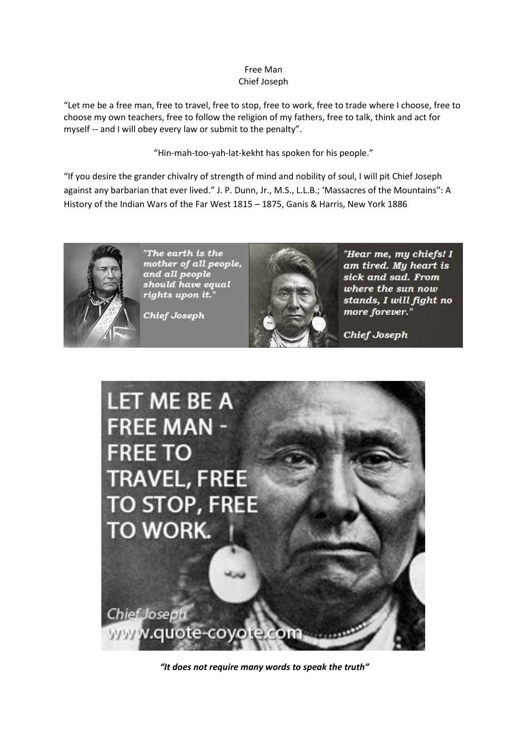Free Man
Chief Joseph

“Let me be a free man, free to travel, free to stop, free to work, free to trade where I choose, free to choose my own teachers, free to follow the religion of my fathers, free to talk, think and act for myself -- and I will obey every law or submit to the penalty”.

“Hin-mah-too-yah-lat-kekht has spoken for his people.”

“If you desire the grander chivalry of strength of mind and nobility of soul, I will pit Chief Joseph against any barbarian that ever lived.” J. P. Dunn, Jr., M.S., L.L.B.; ‘Massacres of the Mountains”: A History of the Indian Wars of the Far West 1815 – 1875, Ganis & Harris, New York 1886

***“It does not require many words to speak the truth”***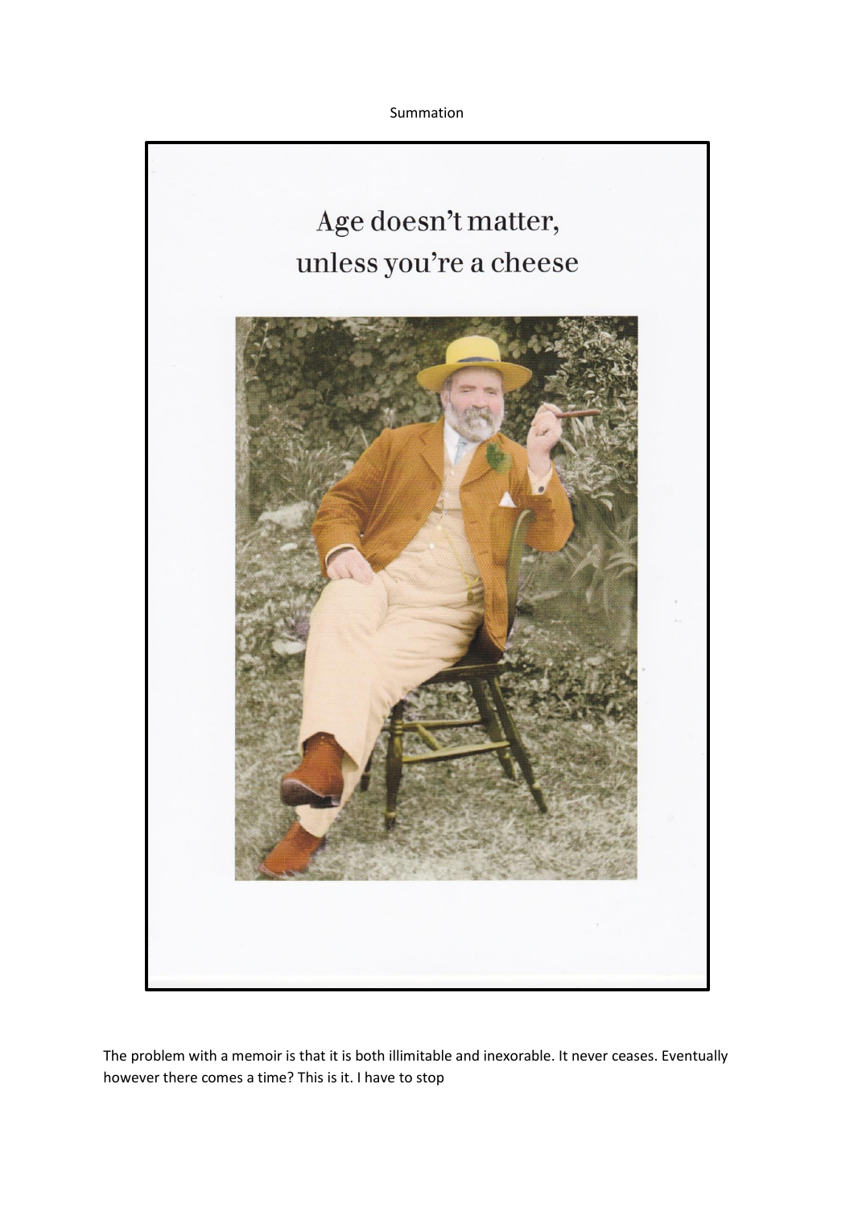# Summation

Age doesn't matter,
unless you're a cheese

The problem with a memoir is that it is both illimitable and inexorable. It never ceases. Eventually however there comes a time? This is it. I have to stop